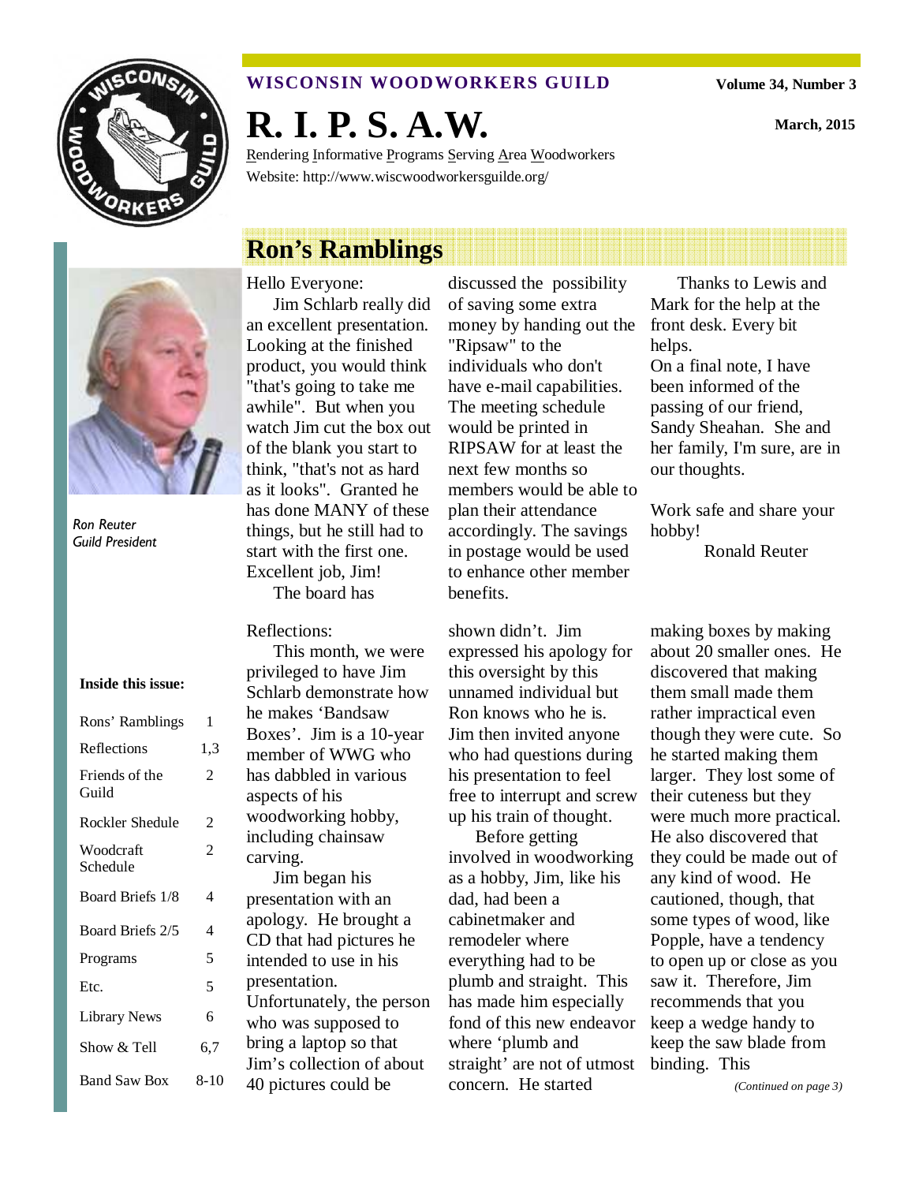**WISCONSIN WOODWORKERS GUILD**

Volume 34, Number 3

# R. I. P. S. A.W.

March, 2015

Rendering Informative Programs Serving Area Woodworkers

Website: http://www.wiscwoodworkersguilde.org/

## Ron's Ramblings

*Ron Reuter*
*Guild President*

Hello Everyone:

Jim Schlarb really did an excellent presentation. Looking at the finished product, you would think "that's going to take me awhile". But when you watch Jim cut the box out of the blank you start to think, "that's not as hard as it looks". Granted he has done MANY of these things, but he still had to start with the first one. Excellent job, Jim!

The board has discussed the possibility of saving some extra money by handing out the "Ripsaw" to the individuals who don't have e-mail capabilities. The meeting schedule would be printed in RIPSAW for at least the next few months so members would be able to plan their attendance accordingly. The savings in postage would be used to enhance other member benefits.

Thanks to Lewis and Mark for the help at the front desk. Every bit helps.

On a final note, I have been informed of the passing of our friend, Sandy Sheahan. She and her family, I'm sure, are in our thoughts.

Work safe and share your hobby!

Ronald Reuter

**Inside this issue:**

| | |
|---|---|
| Rons' Ramblings | 1 |
| Reflections | 1,3 |
| Friends of the Guild | 2 |
| Rockler Shedule | 2 |
| Woodcraft Schedule | 2 |
| Board Briefs 1/8 | 4 |
| Board Briefs 2/5 | 4 |
| Programs | 5 |
| Etc. | 5 |
| Library News | 6 |
| Show & Tell | 6,7 |
| Band Saw Box | 8-10 |

Reflections:

This month, we were privileged to have Jim Schlarb demonstrate how he makes 'Bandsaw Boxes'. Jim is a 10-year member of WWG who has dabbled in various aspects of his woodworking hobby, including chainsaw carving.

Jim began his presentation with an apology. He brought a CD that had pictures he intended to use in his presentation. Unfortunately, the person who was supposed to bring a laptop so that Jim's collection of about 40 pictures could be shown didn't. Jim expressed his apology for this oversight by this unnamed individual but Ron knows who he is. Jim then invited anyone who had questions during his presentation to feel free to interrupt and screw up his train of thought.

Before getting involved in woodworking as a hobby, Jim, like his dad, had been a cabinetmaker and remodeler where everything had to be plumb and straight. This has made him especially fond of this new endeavor where 'plumb and straight' are not of utmost concern. He started making boxes by making about 20 smaller ones. He discovered that making them small made them rather impractical even though they were cute. So he started making them larger. They lost some of their cuteness but they were much more practical. He also discovered that they could be made out of any kind of wood. He cautioned, though, that some types of wood, like Popple, have a tendency to open up or close as you saw it. Therefore, Jim recommends that you keep a wedge handy to keep the saw blade from binding. This

*(Continued on page 3)*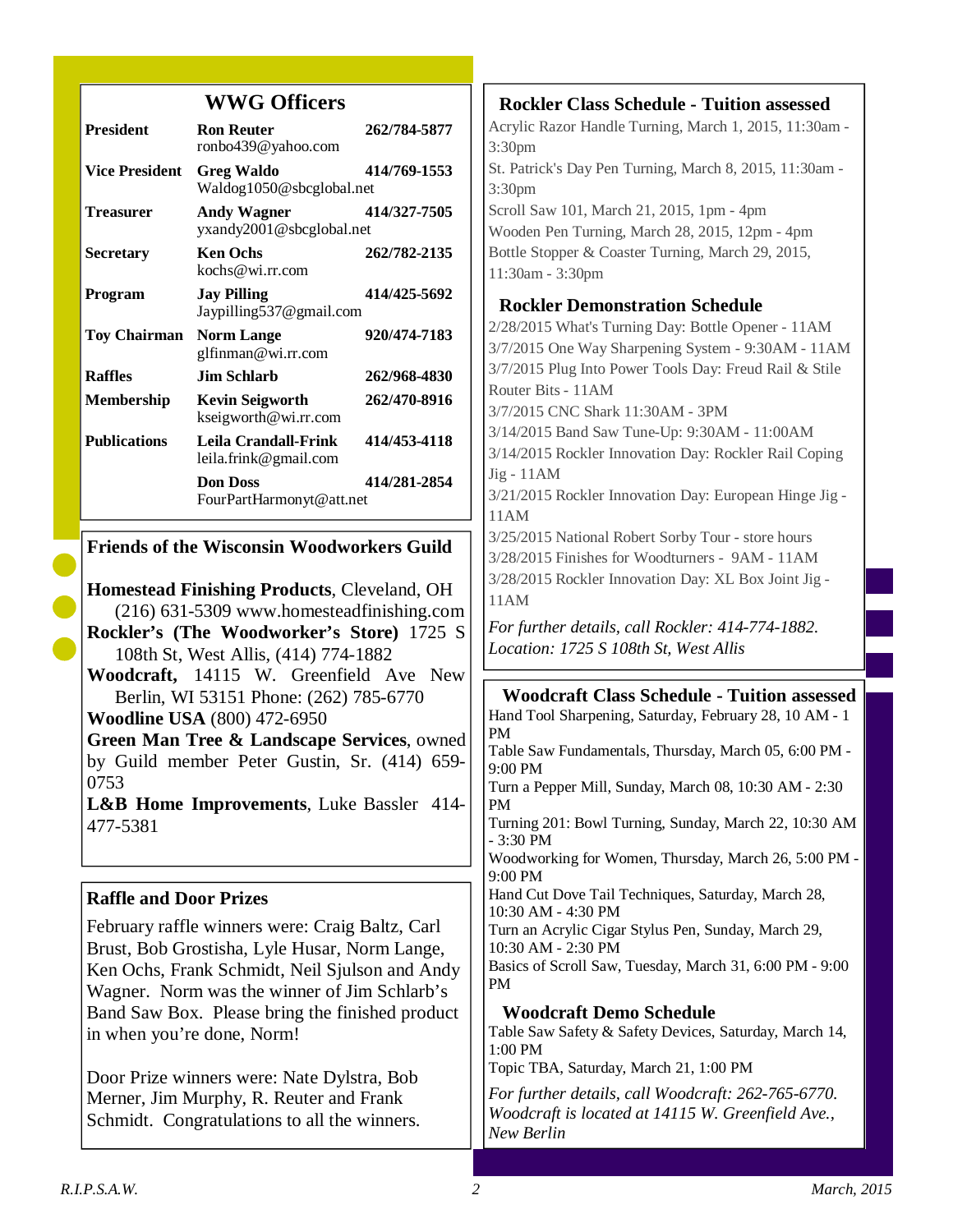## WWG Officers

| Position | Name | Phone |
|---|---|---|
| **President** | **Ron Reuter** ronbo439@yahoo.com | **262/784-5877** |
| **Vice President** | **Greg Waldo** Waldog1050@sbcglobal.net | **414/769-1553** |
| **Treasurer** | **Andy Wagner** yxandy2001@sbcglobal.net | **414/327-7505** |
| **Secretary** | **Ken Ochs** kochs@wi.rr.com | **262/782-2135** |
| **Program** | **Jay Pilling** Jaypilling537@gmail.com | **414/425-5692** |
| **Toy Chairman** | **Norm Lange** glfinman@wi.rr.com | **920/474-7183** |
| **Raffles** | **Jim Schlarb** | **262/968-4830** |
| **Membership** | **Kevin Seigworth** kseigworth@wi.rr.com | **262/470-8916** |
| **Publications** | **Leila Crandall-Frink** leila.frink@gmail.com | **414/453-4118** |
| | **Don Doss** FourPartHarmonyt@att.net | **414/281-2854** |

## Friends of the Wisconsin Woodworkers Guild

**Homestead Finishing Products**, Cleveland, OH (216) 631-5309 www.homesteadfinishing.com

**Rockler's (The Woodworker's Store)** 1725 S 108th St, West Allis, (414) 774-1882

**Woodcraft,** 14115 W. Greenfield Ave New Berlin, WI 53151 Phone: (262) 785-6770

**Woodline USA** (800) 472-6950

**Green Man Tree & Landscape Services**, owned by Guild member Peter Gustin, Sr. (414) 659-0753

**L&B Home Improvements**, Luke Bassler 414-477-5381

## Raffle and Door Prizes

February raffle winners were: Craig Baltz, Carl Brust, Bob Grostisha, Lyle Husar, Norm Lange, Ken Ochs, Frank Schmidt, Neil Sjulson and Andy Wagner. Norm was the winner of Jim Schlarb's Band Saw Box. Please bring the finished product in when you're done, Norm!

Door Prize winners were: Nate Dylstra, Bob Merner, Jim Murphy, R. Reuter and Frank Schmidt. Congratulations to all the winners.

## Rockler Class Schedule - Tuition assessed

Acrylic Razor Handle Turning, March 1, 2015, 11:30am - 3:30pm
St. Patrick's Day Pen Turning, March 8, 2015, 11:30am - 3:30pm
Scroll Saw 101, March 21, 2015, 1pm - 4pm
Wooden Pen Turning, March 28, 2015, 12pm - 4pm
Bottle Stopper & Coaster Turning, March 29, 2015, 11:30am - 3:30pm

## Rockler Demonstration Schedule

2/28/2015 What's Turning Day: Bottle Opener - 11AM
3/7/2015 One Way Sharpening System - 9:30AM - 11AM
3/7/2015 Plug Into Power Tools Day: Freud Rail & Stile Router Bits - 11AM
3/7/2015 CNC Shark 11:30AM - 3PM
3/14/2015 Band Saw Tune-Up: 9:30AM - 11:00AM
3/14/2015 Rockler Innovation Day: Rockler Rail Coping Jig - 11AM
3/21/2015 Rockler Innovation Day: European Hinge Jig - 11AM
3/25/2015 National Robert Sorby Tour - store hours
3/28/2015 Finishes for Woodturners - 9AM - 11AM
3/28/2015 Rockler Innovation Day: XL Box Joint Jig - 11AM

*For further details, call Rockler: 414-774-1882. Location: 1725 S 108th St, West Allis*

## Woodcraft Class Schedule - Tuition assessed

Hand Tool Sharpening, Saturday, February 28, 10 AM - 1 PM
Table Saw Fundamentals, Thursday, March 05, 6:00 PM - 9:00 PM
Turn a Pepper Mill, Sunday, March 08, 10:30 AM - 2:30 PM
Turning 201: Bowl Turning, Sunday, March 22, 10:30 AM - 3:30 PM
Woodworking for Women, Thursday, March 26, 5:00 PM - 9:00 PM
Hand Cut Dove Tail Techniques, Saturday, March 28, 10:30 AM - 4:30 PM
Turn an Acrylic Cigar Stylus Pen, Sunday, March 29, 10:30 AM - 2:30 PM
Basics of Scroll Saw, Tuesday, March 31, 6:00 PM - 9:00 PM

## Woodcraft Demo Schedule

Table Saw Safety & Safety Devices, Saturday, March 14, 1:00 PM
Topic TBA, Saturday, March 21, 1:00 PM

*For further details, call Woodcraft: 262-765-6770. Woodcraft is located at 14115 W. Greenfield Ave., New Berlin*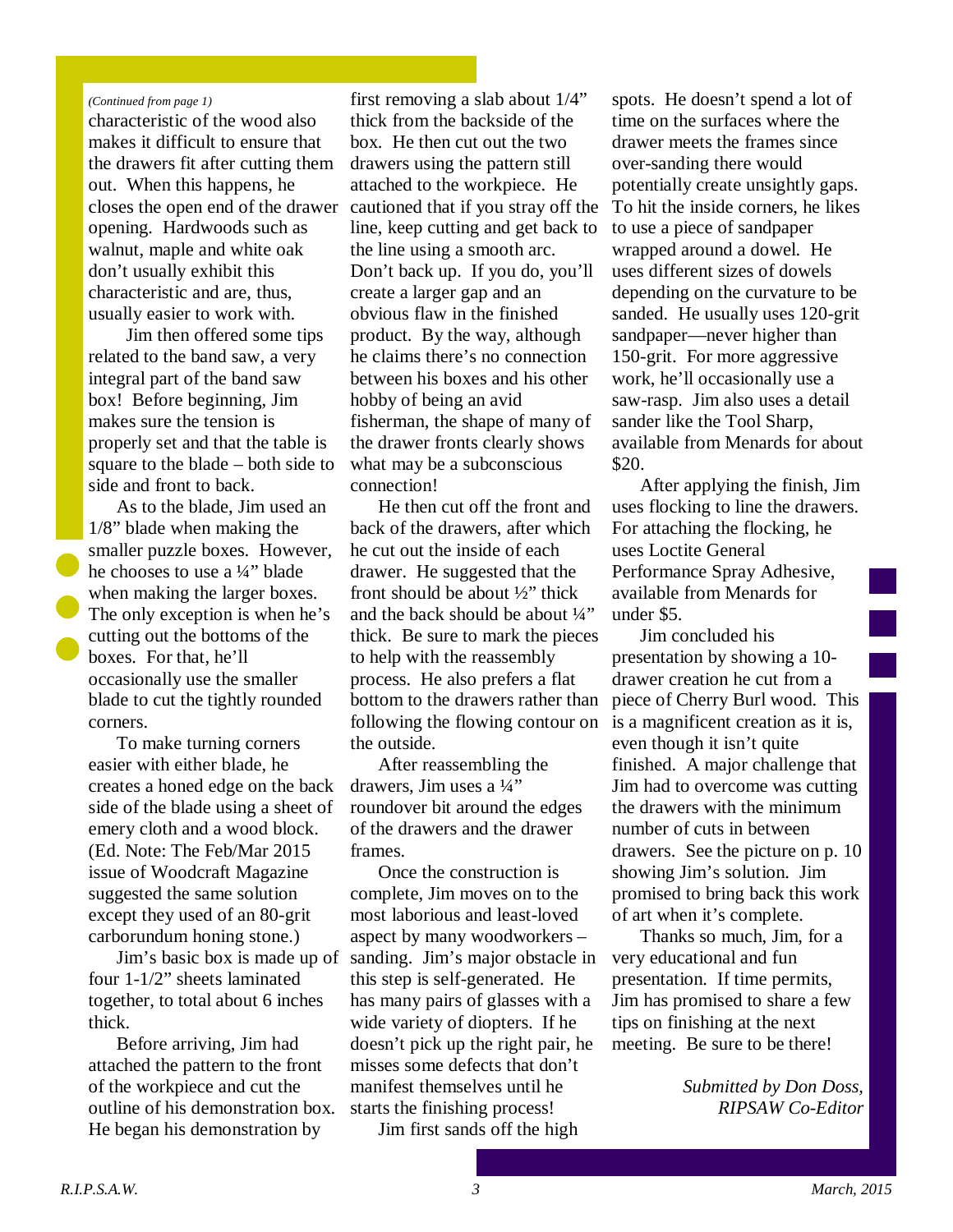*(Continued from page 1)*

characteristic of the wood also makes it difficult to ensure that the drawers fit after cutting them out. When this happens, he closes the open end of the drawer opening. Hardwoods such as walnut, maple and white oak don't usually exhibit this characteristic and are, thus, usually easier to work with.

Jim then offered some tips related to the band saw, a very integral part of the band saw box! Before beginning, Jim makes sure the tension is properly set and that the table is square to the blade – both side to side and front to back.

As to the blade, Jim used an 1/8" blade when making the smaller puzzle boxes. However, he chooses to use a ¼" blade when making the larger boxes. The only exception is when he's cutting out the bottoms of the boxes. For that, he'll occasionally use the smaller blade to cut the tightly rounded corners.

To make turning corners easier with either blade, he creates a honed edge on the back side of the blade using a sheet of emery cloth and a wood block. (Ed. Note: The Feb/Mar 2015 issue of Woodcraft Magazine suggested the same solution except they used of an 80-grit carborundum honing stone.)

Jim's basic box is made up of four 1-1/2" sheets laminated together, to total about 6 inches thick.

Before arriving, Jim had attached the pattern to the front of the workpiece and cut the outline of his demonstration box. He began his demonstration by first removing a slab about 1/4" thick from the backside of the box. He then cut out the two drawers using the pattern still attached to the workpiece. He cautioned that if you stray off the line, keep cutting and get back to the line using a smooth arc. Don't back up. If you do, you'll create a larger gap and an obvious flaw in the finished product. By the way, although he claims there's no connection between his boxes and his other hobby of being an avid fisherman, the shape of many of the drawer fronts clearly shows what may be a subconscious connection!

He then cut off the front and back of the drawers, after which he cut out the inside of each drawer. He suggested that the front should be about ½" thick and the back should be about ¼" thick. Be sure to mark the pieces to help with the reassembly process. He also prefers a flat bottom to the drawers rather than following the flowing contour on the outside.

After reassembling the drawers, Jim uses a ¼" roundover bit around the edges of the drawers and the drawer frames.

Once the construction is complete, Jim moves on to the most laborious and least-loved aspect by many woodworkers – sanding. Jim's major obstacle in this step is self-generated. He has many pairs of glasses with a wide variety of diopters. If he doesn't pick up the right pair, he misses some defects that don't manifest themselves until he starts the finishing process!

Jim first sands off the high spots. He doesn't spend a lot of time on the surfaces where the drawer meets the frames since over-sanding there would potentially create unsightly gaps. To hit the inside corners, he likes to use a piece of sandpaper wrapped around a dowel. He uses different sizes of dowels depending on the curvature to be sanded. He usually uses 120-grit sandpaper—never higher than 150-grit. For more aggressive work, he'll occasionally use a saw-rasp. Jim also uses a detail sander like the Tool Sharp, available from Menards for about $20.

After applying the finish, Jim uses flocking to line the drawers. For attaching the flocking, he uses Loctite General Performance Spray Adhesive, available from Menards for under $5.

Jim concluded his presentation by showing a 10-drawer creation he cut from a piece of Cherry Burl wood. This is a magnificent creation as it is, even though it isn't quite finished. A major challenge that Jim had to overcome was cutting the drawers with the minimum number of cuts in between drawers. See the picture on p. 10 showing Jim's solution. Jim promised to bring back this work of art when it's complete.

Thanks so much, Jim, for a very educational and fun presentation. If time permits, Jim has promised to share a few tips on finishing at the next meeting. Be sure to be there!

*Submitted by Don Doss, RIPSAW Co-Editor*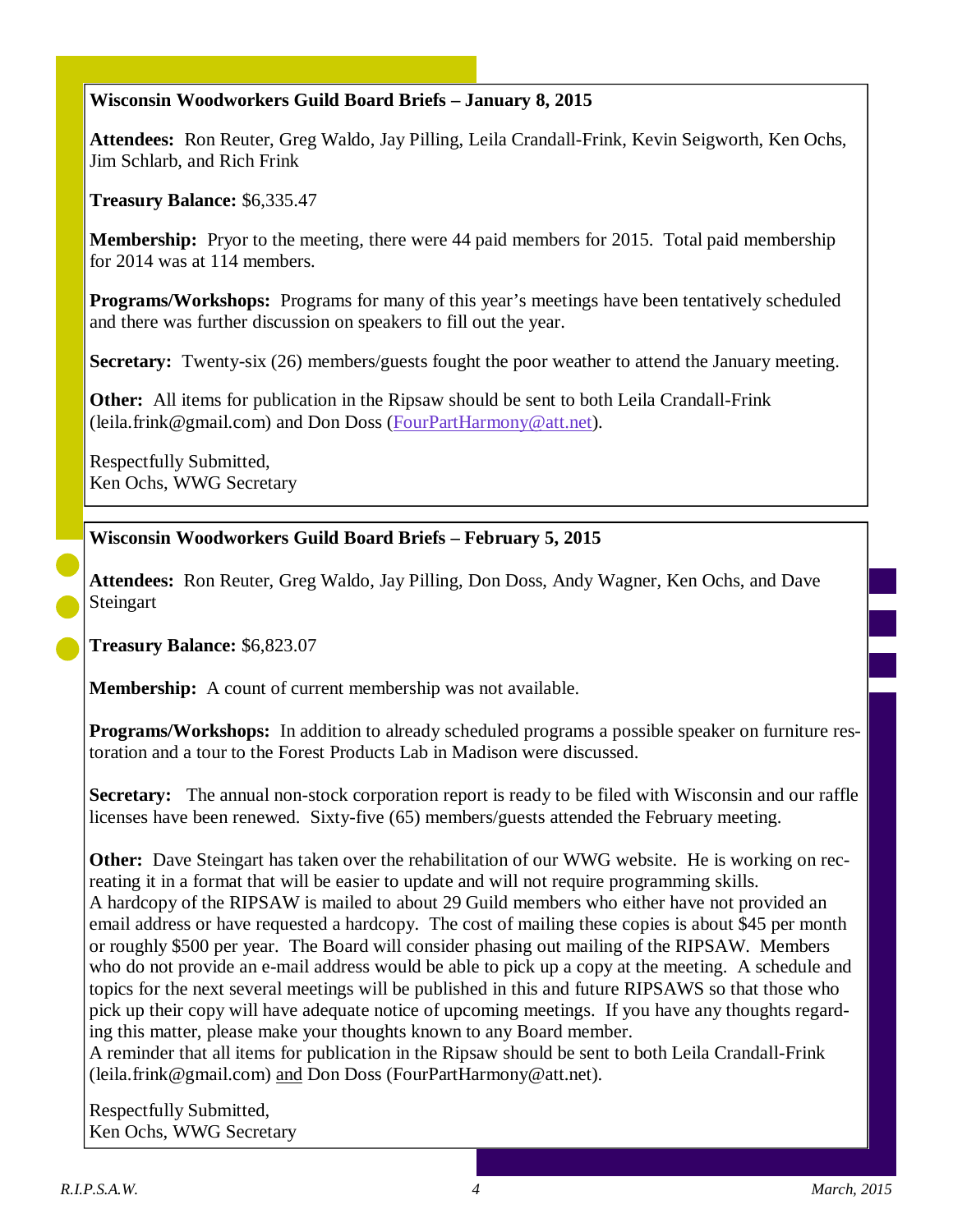## Wisconsin Woodworkers Guild Board Briefs – January 8, 2015

**Attendees:** Ron Reuter, Greg Waldo, Jay Pilling, Leila Crandall-Frink, Kevin Seigworth, Ken Ochs, Jim Schlarb, and Rich Frink

**Treasury Balance:** $6,335.47

**Membership:** Pryor to the meeting, there were 44 paid members for 2015. Total paid membership for 2014 was at 114 members.

**Programs/Workshops:** Programs for many of this year's meetings have been tentatively scheduled and there was further discussion on speakers to fill out the year.

**Secretary:** Twenty-six (26) members/guests fought the poor weather to attend the January meeting.

**Other:** All items for publication in the Ripsaw should be sent to both Leila Crandall-Frink (leila.frink@gmail.com) and Don Doss (FourPartHarmony@att.net).

Respectfully Submitted,
Ken Ochs, WWG Secretary

## Wisconsin Woodworkers Guild Board Briefs – February 5, 2015

**Attendees:** Ron Reuter, Greg Waldo, Jay Pilling, Don Doss, Andy Wagner, Ken Ochs, and Dave Steingart

**Treasury Balance:** $6,823.07

**Membership:** A count of current membership was not available.

**Programs/Workshops:** In addition to already scheduled programs a possible speaker on furniture restoration and a tour to the Forest Products Lab in Madison were discussed.

**Secretary:** The annual non-stock corporation report is ready to be filed with Wisconsin and our raffle licenses have been renewed. Sixty-five (65) members/guests attended the February meeting.

**Other:** Dave Steingart has taken over the rehabilitation of our WWG website. He is working on recreating it in a format that will be easier to update and will not require programming skills.
A hardcopy of the RIPSAW is mailed to about 29 Guild members who either have not provided an email address or have requested a hardcopy. The cost of mailing these copies is about $45 per month or roughly $500 per year. The Board will consider phasing out mailing of the RIPSAW. Members who do not provide an e-mail address would be able to pick up a copy at the meeting. A schedule and topics for the next several meetings will be published in this and future RIPSAWS so that those who pick up their copy will have adequate notice of upcoming meetings. If you have any thoughts regarding this matter, please make your thoughts known to any Board member.
A reminder that all items for publication in the Ripsaw should be sent to both Leila Crandall-Frink (leila.frink@gmail.com) and Don Doss (FourPartHarmony@att.net).

Respectfully Submitted,
Ken Ochs, WWG Secretary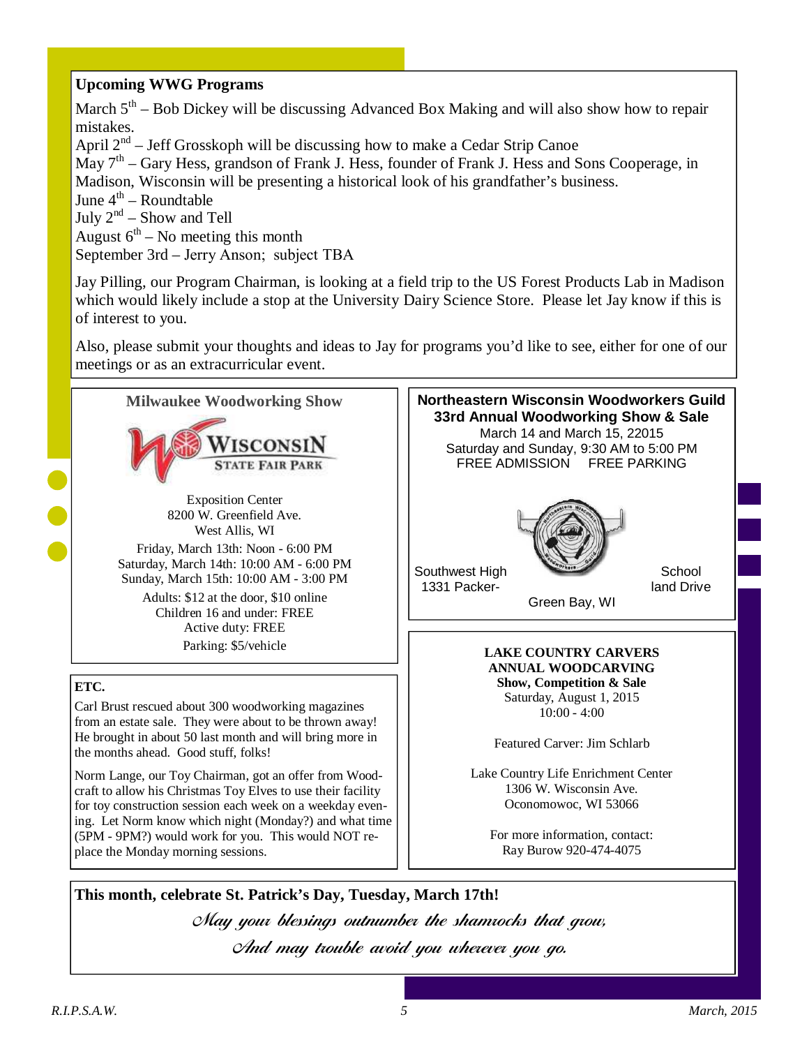## Upcoming WWG Programs

March 5th – Bob Dickey will be discussing Advanced Box Making and will also show how to repair mistakes.
April 2nd – Jeff Grosskoph will be discussing how to make a Cedar Strip Canoe
May 7th – Gary Hess, grandson of Frank J. Hess, founder of Frank J. Hess and Sons Cooperage, in Madison, Wisconsin will be presenting a historical look of his grandfather's business.
June 4th – Roundtable
July 2nd – Show and Tell
August 6th – No meeting this month
September 3rd – Jerry Anson; subject TBA

Jay Pilling, our Program Chairman, is looking at a field trip to the US Forest Products Lab in Madison which would likely include a stop at the University Dairy Science Store. Please let Jay know if this is of interest to you.

Also, please submit your thoughts and ideas to Jay for programs you'd like to see, either for one of our meetings or as an extracurricular event.

## Milwaukee Woodworking Show

Wisconsin State Fair Park

Exposition Center
8200 W. Greenfield Ave.
West Allis, WI

Friday, March 13th: Noon - 6:00 PM
Saturday, March 14th: 10:00 AM - 6:00 PM
Sunday, March 15th: 10:00 AM - 3:00 PM

Adults: $12 at the door, $10 online
Children 16 and under: FREE
Active duty: FREE
Parking: $5/vehicle

## ETC.

Carl Brust rescued about 300 woodworking magazines from an estate sale. They were about to be thrown away! He brought in about 50 last month and will bring more in the months ahead. Good stuff, folks!

Norm Lange, our Toy Chairman, got an offer from Woodcraft to allow his Christmas Toy Elves to use their facility for toy construction session each week on a weekday evening. Let Norm know which night (Monday?) and what time (5PM - 9PM?) would work for you. This would NOT replace the Monday morning sessions.

## Northeastern Wisconsin Woodworkers Guild 33rd Annual Woodworking Show & Sale

March 14 and March 15, 22015
Saturday and Sunday, 9:30 AM to 5:00 PM
FREE ADMISSION FREE PARKING

Southwest High School
1331 Packerland Drive
Green Bay, WI

## LAKE COUNTRY CARVERS ANNUAL WOODCARVING Show, Competition & Sale

Saturday, August 1, 2015
10:00 - 4:00

Featured Carver: Jim Schlarb

Lake Country Life Enrichment Center
1306 W. Wisconsin Ave.
Oconomowoc, WI 53066

For more information, contact:
Ray Burow 920-474-4075

**This month, celebrate St. Patrick's Day, Tuesday, March 17th!**

*May your blessings outnumber the shamrocks that grow,*
*And may trouble avoid you wherever you go.*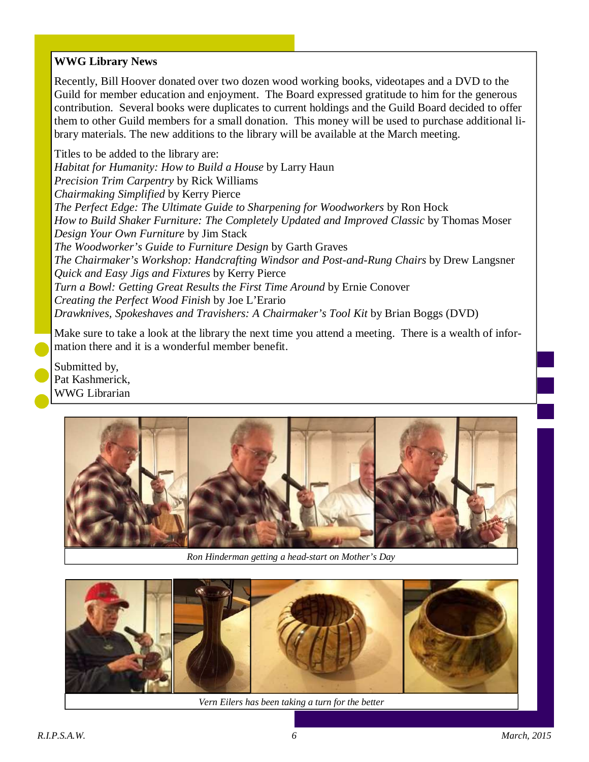## WWG Library News

Recently, Bill Hoover donated over two dozen wood working books, videotapes and a DVD to the Guild for member education and enjoyment. The Board expressed gratitude to him for the generous contribution. Several books were duplicates to current holdings and the Guild Board decided to offer them to other Guild members for a small donation. This money will be used to purchase additional library materials. The new additions to the library will be available at the March meeting.

Titles to be added to the library are:

*Habitat for Humanity: How to Build a House* by Larry Haun
*Precision Trim Carpentry* by Rick Williams
*Chairmaking Simplified* by Kerry Pierce
*The Perfect Edge: The Ultimate Guide to Sharpening for Woodworkers* by Ron Hock
*How to Build Shaker Furniture: The Completely Updated and Improved Classic* by Thomas Moser
*Design Your Own Furniture* by Jim Stack
*The Woodworker's Guide to Furniture Design* by Garth Graves
*The Chairmaker's Workshop: Handcrafting Windsor and Post-and-Rung Chairs* by Drew Langsner
*Quick and Easy Jigs and Fixtures* by Kerry Pierce
*Turn a Bowl: Getting Great Results the First Time Around* by Ernie Conover
*Creating the Perfect Wood Finish* by Joe L'Erario
*Drawknives, Spokeshaves and Travishers: A Chairmaker's Tool Kit* by Brian Boggs (DVD)

Make sure to take a look at the library the next time you attend a meeting. There is a wealth of information there and it is a wonderful member benefit.

Submitted by,
Pat Kashmerick,
WWG Librarian

*Ron Hinderman getting a head-start on Mother's Day*

*Vern Eilers has been taking a turn for the better*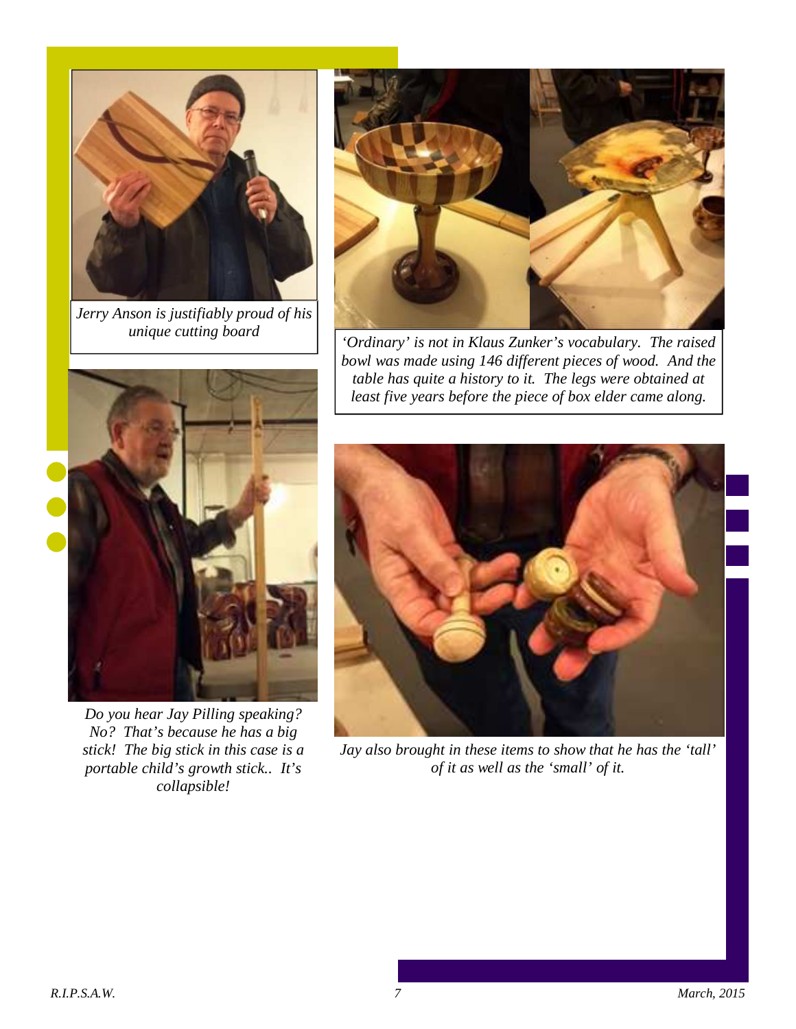*Jerry Anson is justifiably proud of his unique cutting board*

*'Ordinary' is not in Klaus Zunker's vocabulary. The raised bowl was made using 146 different pieces of wood. And the table has quite a history to it. The legs were obtained at least five years before the piece of box elder came along.*

*Do you hear Jay Pilling speaking? No? That's because he has a big stick! The big stick in this case is a portable child's growth stick.. It's collapsible!*

*Jay also brought in these items to show that he has the 'tall' of it as well as the 'small' of it.*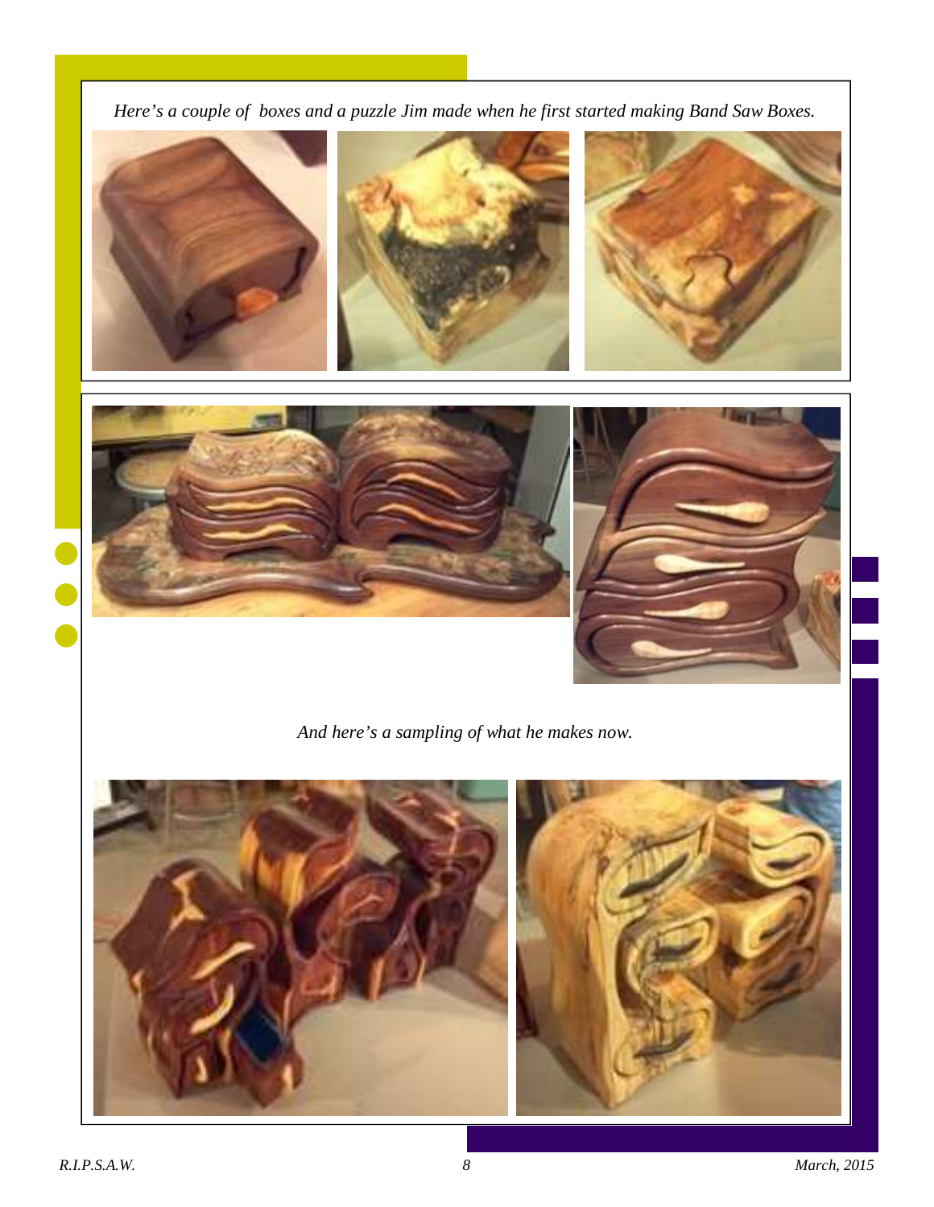*Here's a couple of boxes and a puzzle Jim made when he first started making Band Saw Boxes.*

*And here's a sampling of what he makes now.*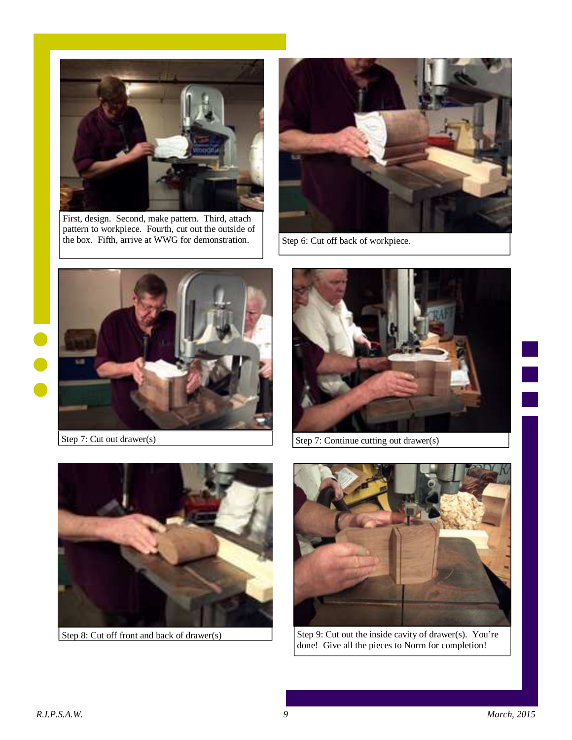First, design. Second, make pattern. Third, attach pattern to workpiece. Fourth, cut out the outside of the box. Fifth, arrive at WWG for demonstration.

Step 6: Cut off back of workpiece.

Step 7: Cut out drawer(s)

Step 7: Continue cutting out drawer(s)

Step 8: Cut off front and back of drawer(s)

Step 9: Cut out the inside cavity of drawer(s). You're done! Give all the pieces to Norm for completion!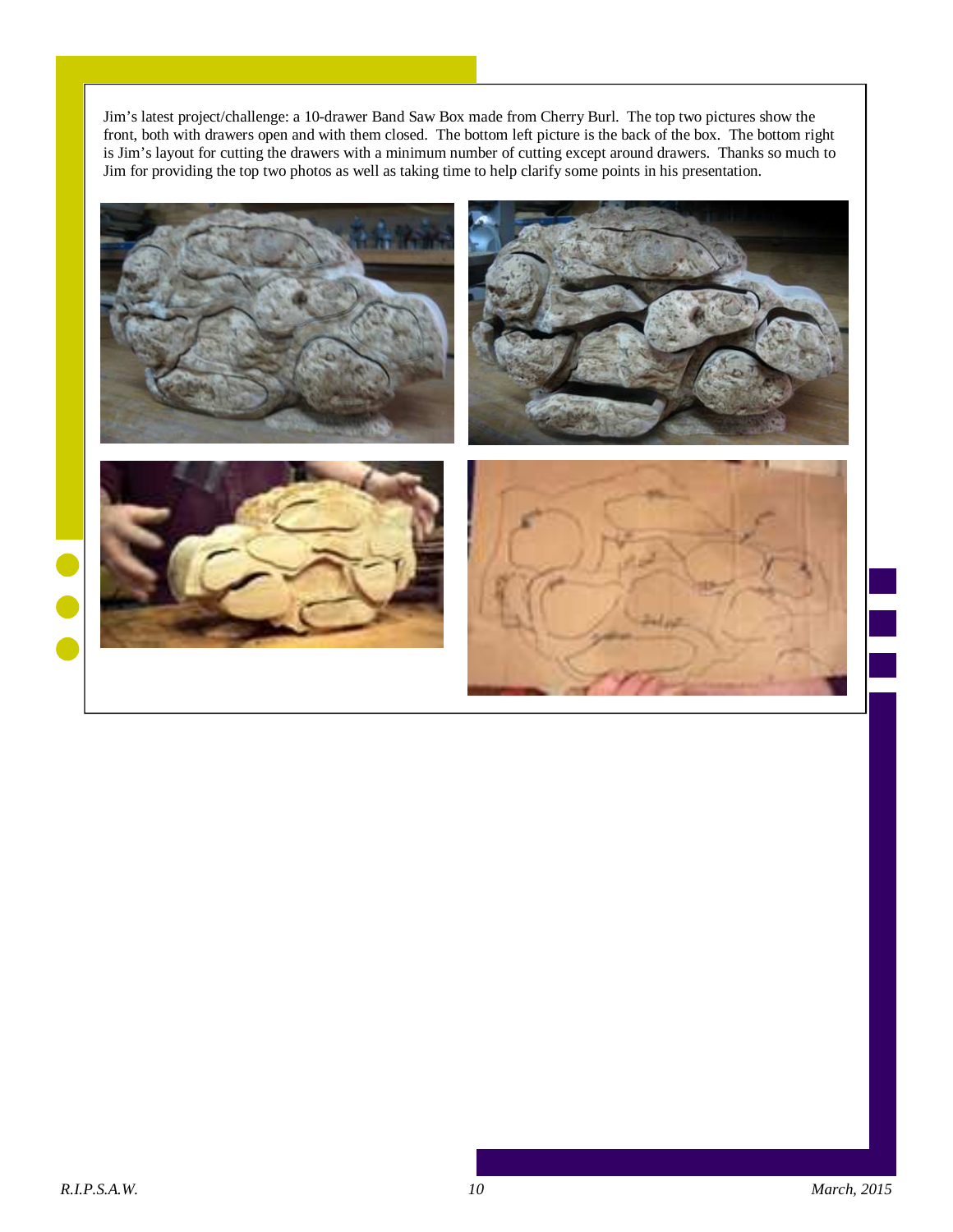Jim's latest project/challenge: a 10-drawer Band Saw Box made from Cherry Burl. The top two pictures show the front, both with drawers open and with them closed. The bottom left picture is the back of the box. The bottom right is Jim's layout for cutting the drawers with a minimum number of cutting except around drawers. Thanks so much to Jim for providing the top two photos as well as taking time to help clarify some points in his presentation.